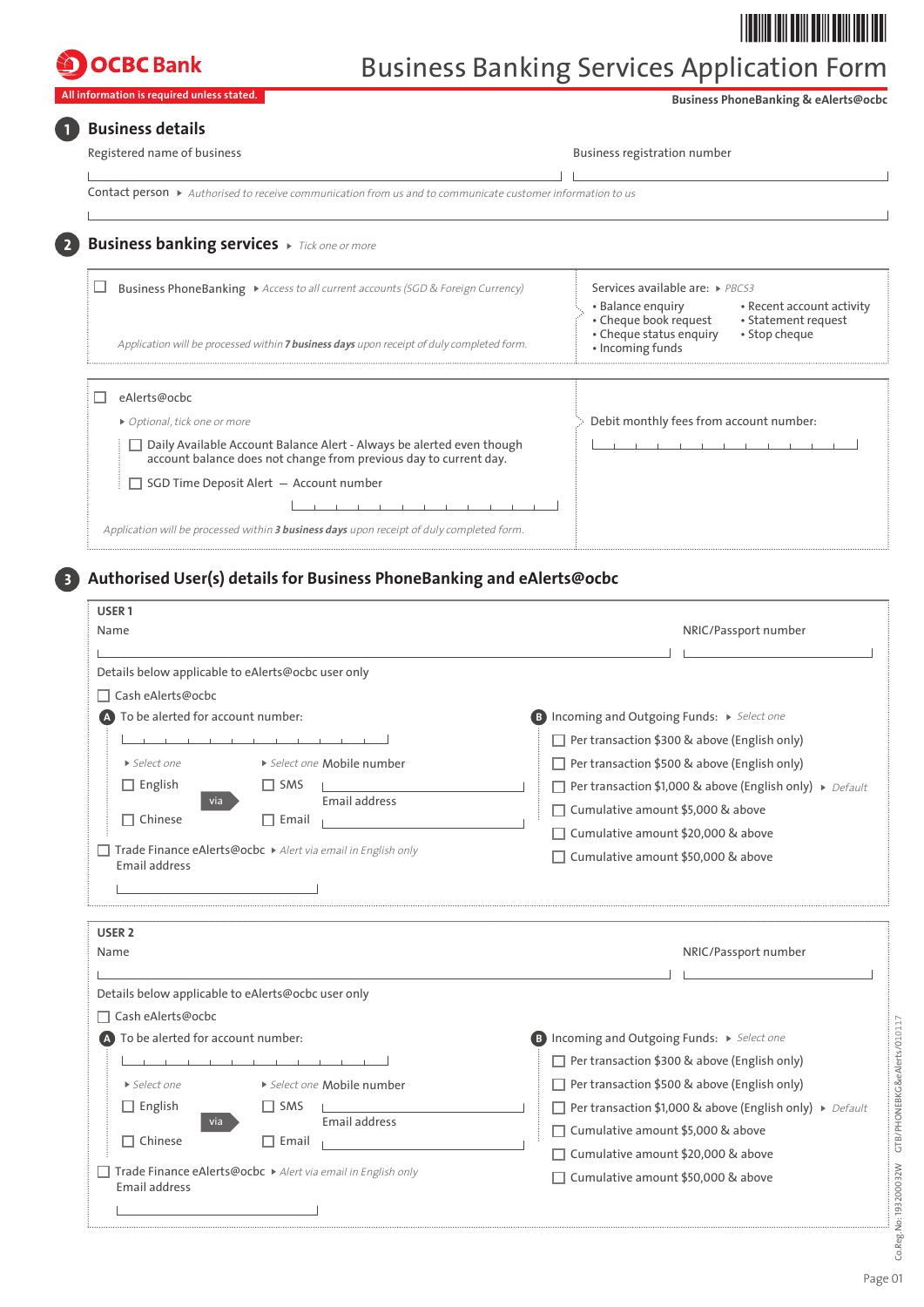**OCBC Bank**

# Business Banking Services Application Form

**All information is required unless stated.**

**Business PhoneBanking & eAlerts@ocbc**

## 1 Business details

Registered name of business

Business registration number

Contact person ▸ *Authorised to receive communication from us and to communicate customer information to us*

## 2 Business banking services ▸ *Tick one or more*

☐ Business PhoneBanking ▸ *Access to all current accounts (SGD & Foreign Currency)*

*Application will be processed within **7 business days** upon receipt of duly completed form.*

Services available are: ▸ *PBCS3*

- Balance enquiry
- Cheque book request
- Cheque status enquiry
- Incoming funds
- Recent account activity
- Statement request
- Stop cheque

☐ eAlerts@ocbc

▸ *Optional, tick one or more*

☐ Daily Available Account Balance Alert - Always be alerted even though account balance does not change from previous day to current day.

☐ SGD Time Deposit Alert — Account number

*Application will be processed within **3 business days** upon receipt of duly completed form.*

Debit monthly fees from account number:

## 3 Authorised User(s) details for Business PhoneBanking and eAlerts@ocbc

**USER 1**

Name

NRIC/Passport number

Details below applicable to eAlerts@ocbc user only

☐ Cash eAlerts@ocbc

**A** To be alerted for account number:

▸ *Select one*

☐ English

☐ Chinese

via

▸ *Select one*

☐ SMS

☐ Email

Mobile number

Email address

☐ Trade Finance eAlerts@ocbc ▸ *Alert via email in English only*

Email address

**B** Incoming and Outgoing Funds: ▸ *Select one*

☐ Per transaction $300 & above (English only)

☐ Per transaction $500 & above (English only)

☐ Per transaction $1,000 & above (English only) ▸ *Default*

☐ Cumulative amount $5,000 & above

☐ Cumulative amount $20,000 & above

☐ Cumulative amount $50,000 & above

**USER 2**

Name

NRIC/Passport number

Details below applicable to eAlerts@ocbc user only

☐ Cash eAlerts@ocbc

**A** To be alerted for account number:

▸ *Select one*

☐ English

☐ Chinese

via

▸ *Select one*

☐ SMS

☐ Email

Mobile number

Email address

☐ Trade Finance eAlerts@ocbc ▸ *Alert via email in English only*

Email address

**B** Incoming and Outgoing Funds: ▸ *Select one*

☐ Per transaction $300 & above (English only)

☐ Per transaction $500 & above (English only)

☐ Per transaction $1,000 & above (English only) ▸ *Default*

☐ Cumulative amount $5,000 & above

☐ Cumulative amount $20,000 & above

☐ Cumulative amount $50,000 & above

Co.Reg.No.:193200032W GTB/PHONEBKG&eAlerts/010117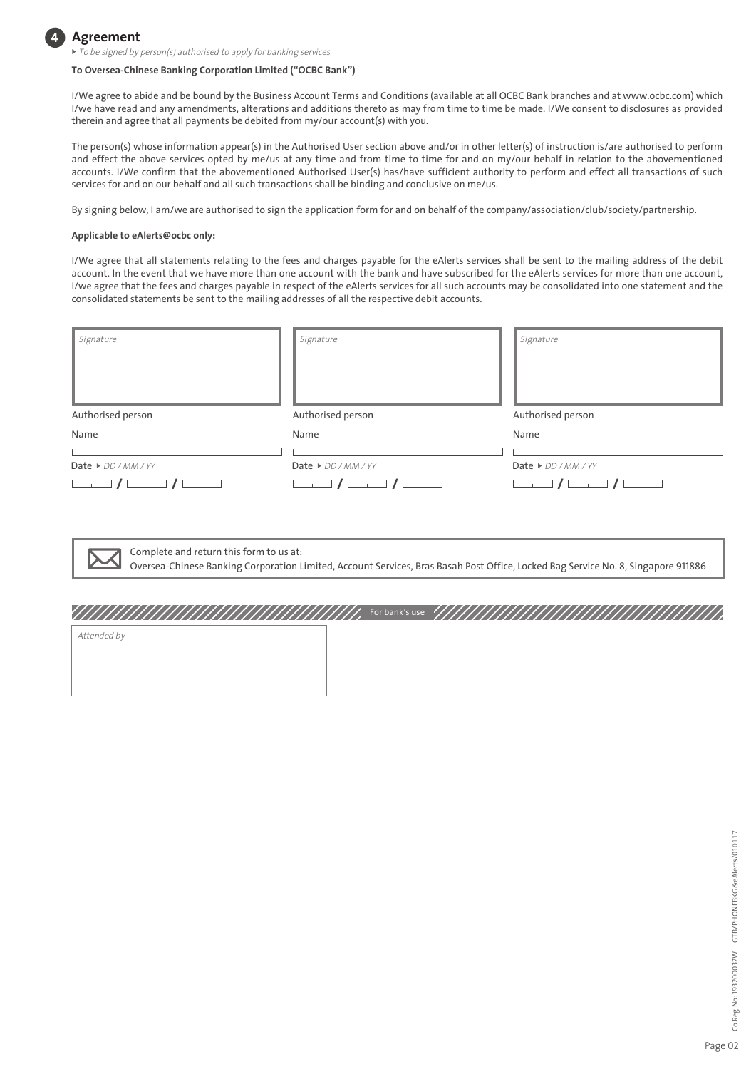## 4 Agreement

▸ *To be signed by person(s) authorised to apply for banking services*

**To Oversea-Chinese Banking Corporation Limited ("OCBC Bank")**

I/We agree to abide and be bound by the Business Account Terms and Conditions (available at all OCBC Bank branches and at www.ocbc.com) which I/we have read and any amendments, alterations and additions thereto as may from time to time be made. I/We consent to disclosures as provided therein and agree that all payments be debited from my/our account(s) with you.

The person(s) whose information appear(s) in the Authorised User section above and/or in other letter(s) of instruction is/are authorised to perform and effect the above services opted by me/us at any time and from time to time for and on my/our behalf in relation to the abovementioned accounts. I/We confirm that the abovementioned Authorised User(s) has/have sufficient authority to perform and effect all transactions of such services for and on our behalf and all such transactions shall be binding and conclusive on me/us.

By signing below, I am/we are authorised to sign the application form for and on behalf of the company/association/club/society/partnership.

**Applicable to eAlerts@ocbc only:**

I/We agree that all statements relating to the fees and charges payable for the eAlerts services shall be sent to the mailing address of the debit account. In the event that we have more than one account with the bank and have subscribed for the eAlerts services for more than one account, I/we agree that the fees and charges payable in respect of the eAlerts services for all such accounts may be consolidated into one statement and the consolidated statements be sent to the mailing addresses of all the respective debit accounts.

| | | |
|---|---|---|
| *Signature* | *Signature* | *Signature* |
| Authorised person | Authorised person | Authorised person |
| Name | Name | Name |
| Date ▸ *DD / MM / YY* | Date ▸ *DD / MM / YY* | Date ▸ *DD / MM / YY* |
| ___ / ___ / ___ | ___ / ___ / ___ | ___ / ___ / ___ |

Complete and return this form to us at:
Oversea-Chinese Banking Corporation Limited, Account Services, Bras Basah Post Office, Locked Bag Service No. 8, Singapore 911886

**For bank's use**

*Attended by*

Co.Reg.No.:193200032W GTB/PHONEBKG&eAlerts/010117